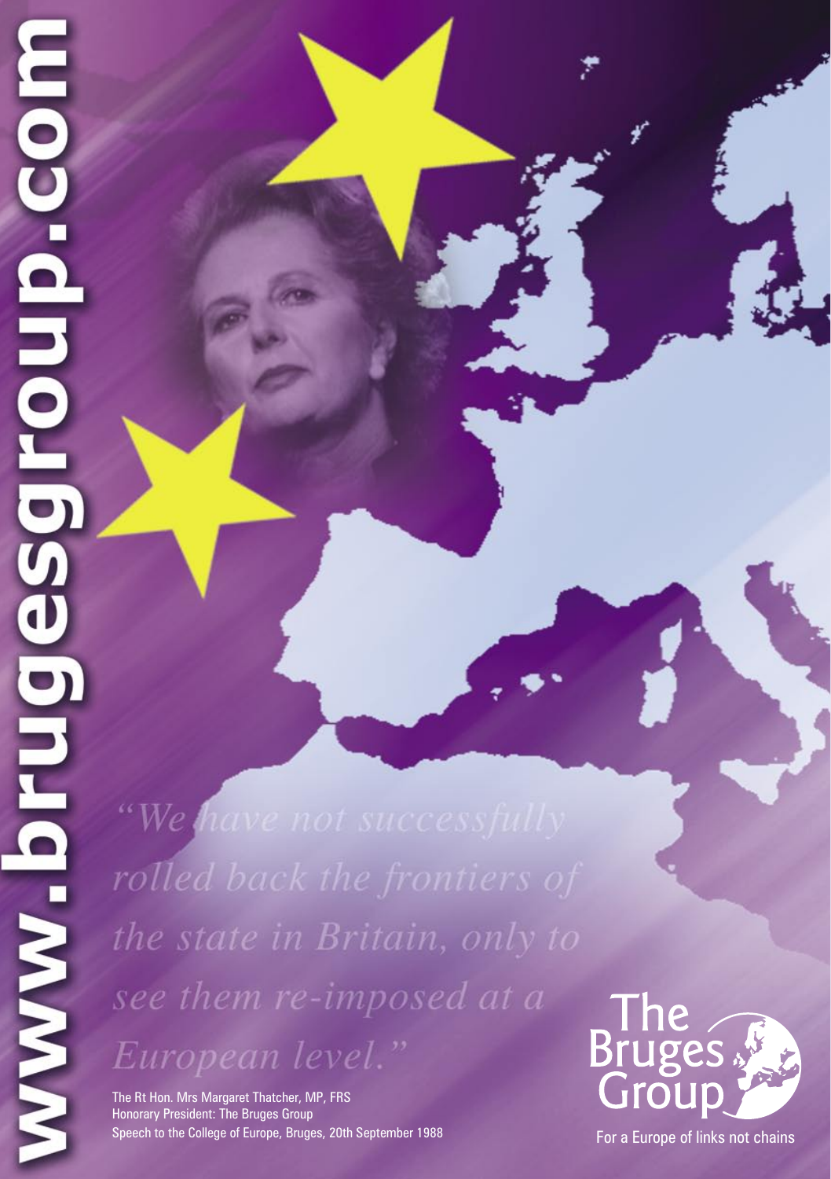www.brugesgroup.com

*"We have not successfully rolled back the frontiers of the state in Britain, only to see them re-imposed at a European level."*

The Rt Hon. Mrs Margaret Thatcher, MP, FRS
Honorary President: The Bruges Group
Speech to the College of Europe, Bruges, 20th September 1988

The Bruges Group

For a Europe of links not chains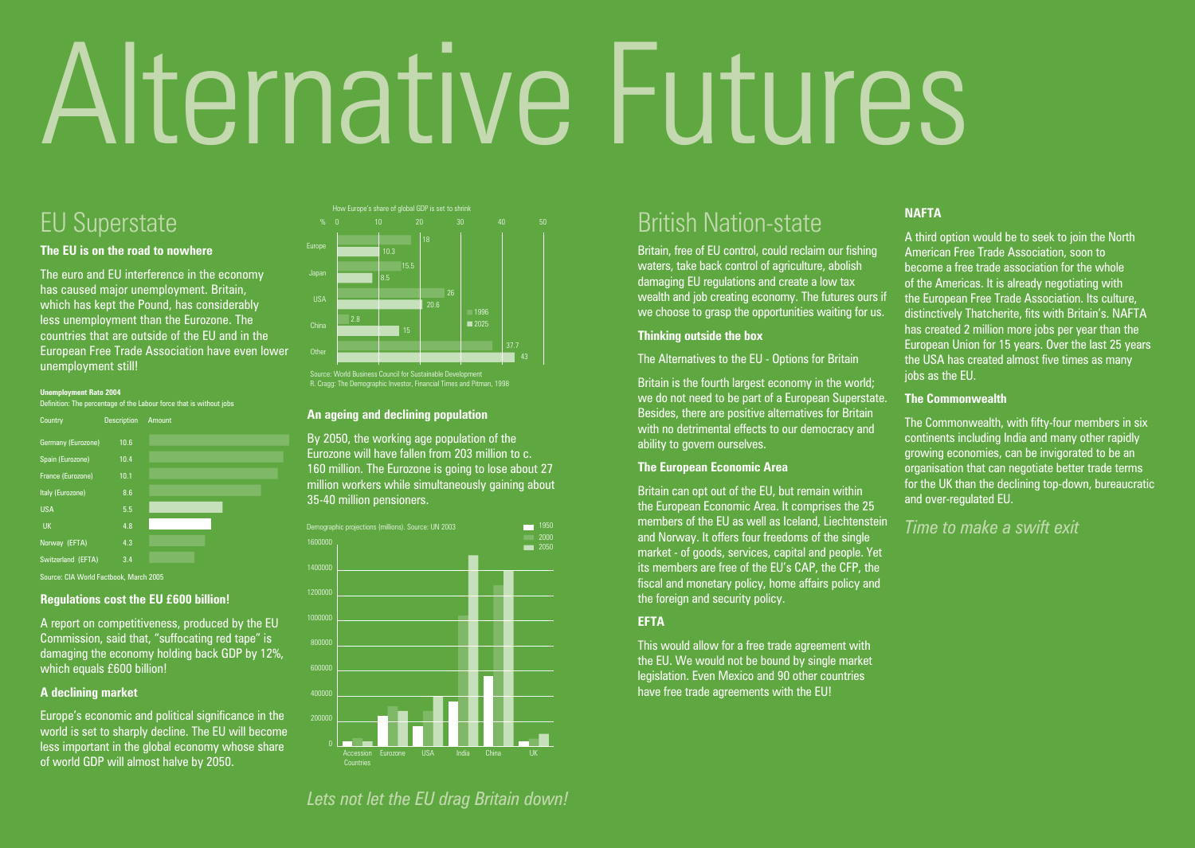# Alternative Futures

## EU Superstate

### The EU is on the road to nowhere

The euro and EU interference in the economy has caused major unemployment. Britain, which has kept the Pound, has considerably less unemployment than the Eurozone. The countries that are outside of the EU and in the European Free Trade Association have even lower unemployment still!

**Unemployment Rate 2004**

Definition: The percentage of the Labour force that is without jobs

| Country | Description | Amount |
|---|---|---|
| Germany (Eurozone) | 10.6 | |
| Spain (Eurozone) | 10.4 | |
| France (Eurozone) | 10.1 | |
| Italy (Eurozone) | 8.6 | |
| USA | 5.5 | |
| UK | 4.8 | |
| Norway (EFTA) | 4.3 | |
| Switzerland (EFTA) | 3.4 | |

Source: CIA World Factbook, March 2005

### Regulations cost the EU £600 billion!

A report on competitiveness, produced by the EU Commission, said that, "suffocating red tape" is damaging the economy holding back GDP by 12%, which equals £600 billion!

### A declining market

Europe's economic and political significance in the world is set to sharply decline. The EU will become less important in the global economy whose share of world GDP will almost halve by 2050.

How Europe's share of global GDP is set to shrink

| % | 1996 | 2025 |
|---|---|---|
| Europe | 18 | 10.3 |
| Japan | 15.5 | 8.5 |
| USA | 26 | 20.6 |
| China | 2.8 | 15 |
| Other | 37.7 | 43 |

Source: World Business Council for Sustainable Development
R. Cragg: The Demographic Investor, Financial Times and Pitman, 1998

### An ageing and declining population

By 2050, the working age population of the Eurozone will have fallen from 203 million to c. 160 million. The Eurozone is going to lose about 27 million workers while simultaneously gaining about 35-40 million pensioners.

Demographic projections (millions). Source: UN 2003

Legend: 1950, 2000, 2050. Categories: Accession Countries, Eurozone, USA, India, China, UK.

*Lets not let the EU drag Britain down!*

## British Nation-state

Britain, free of EU control, could reclaim our fishing waters, take back control of agriculture, abolish damaging EU regulations and create a low tax wealth and job creating economy. The futures ours if we choose to grasp the opportunities waiting for us.

### Thinking outside the box

The Alternatives to the EU - Options for Britain

Britain is the fourth largest economy in the world; we do not need to be part of a European Superstate. Besides, there are positive alternatives for Britain with no detrimental effects to our democracy and ability to govern ourselves.

### The European Economic Area

Britain can opt out of the EU, but remain within the European Economic Area. It comprises the 25 members of the EU as well as Iceland, Liechtenstein and Norway. It offers four freedoms of the single market - of goods, services, capital and people. Yet its members are free of the EU's CAP, the CFP, the fiscal and monetary policy, home affairs policy and the foreign and security policy.

### EFTA

This would allow for a free trade agreement with the EU. We would not be bound by single market legislation. Even Mexico and 90 other countries have free trade agreements with the EU!

### NAFTA

A third option would be to seek to join the North American Free Trade Association, soon to become a free trade association for the whole of the Americas. It is already negotiating with the European Free Trade Association. Its culture, distinctively Thatcherite, fits with Britain's. NAFTA has created 2 million more jobs per year than the European Union for 15 years. Over the last 25 years the USA has created almost five times as many jobs as the EU.

### The Commonwealth

The Commonwealth, with fifty-four members in six continents including India and many other rapidly growing economies, can be invigorated to be an organisation that can negotiate better trade terms for the UK than the declining top-down, bureaucratic and over-regulated EU.

*Time to make a swift exit*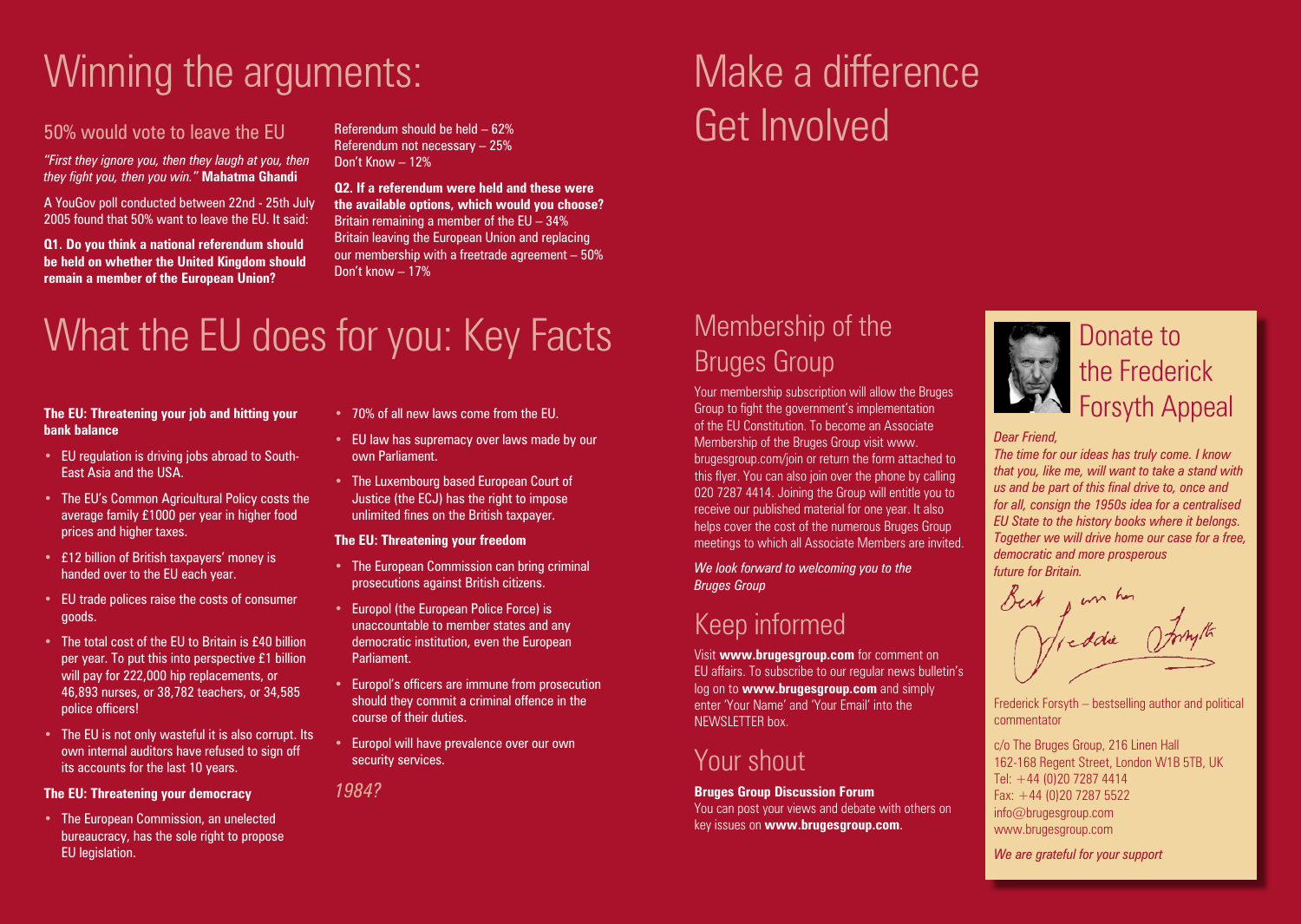# Winning the arguments:

## 50% would vote to leave the EU

*"First they ignore you, then they laugh at you, then they fight you, then you win."* **Mahatma Ghandi**

A YouGov poll conducted between 22nd - 25th July 2005 found that 50% want to leave the EU. It said:

**Q1. Do you think a national referendum should be held on whether the United Kingdom should remain a member of the European Union?**

Referendum should be held – 62%
Referendum not necessary – 25%
Don't Know – 12%

**Q2. If a referendum were held and these were the available options, which would you choose?**
Britain remaining a member of the EU – 34%
Britain leaving the European Union and replacing our membership with a freetrade agreement – 50%
Don't know – 17%

# What the EU does for you: Key Facts

**The EU: Threatening your job and hitting your bank balance**

- EU regulation is driving jobs abroad to South-East Asia and the USA.
- The EU's Common Agricultural Policy costs the average family £1000 per year in higher food prices and higher taxes.
- £12 billion of British taxpayers' money is handed over to the EU each year.
- EU trade polices raise the costs of consumer goods.
- The total cost of the EU to Britain is £40 billion per year. To put this into perspective £1 billion will pay for 222,000 hip replacements, or 46,893 nurses, or 38,782 teachers, or 34,585 police officers!
- The EU is not only wasteful it is also corrupt. Its own internal auditors have refused to sign off its accounts for the last 10 years.

**The EU: Threatening your democracy**

- The European Commission, an unelected bureaucracy, has the sole right to propose EU legislation.
- 70% of all new laws come from the EU.
- EU law has supremacy over laws made by our own Parliament.
- The Luxembourg based European Court of Justice (the ECJ) has the right to impose unlimited fines on the British taxpayer.

**The EU: Threatening your freedom**

- The European Commission can bring criminal prosecutions against British citizens.
- Europol (the European Police Force) is unaccountable to member states and any democratic institution, even the European Parliament.
- Europol's officers are immune from prosecution should they commit a criminal offence in the course of their duties.
- Europol will have prevalence over our own security services.

*1984?*

# Make a difference Get Involved

## Membership of the Bruges Group

Your membership subscription will allow the Bruges Group to fight the government's implementation of the EU Constitution. To become an Associate Membership of the Bruges Group visit www. brugesgroup.com/join or return the form attached to this flyer. You can also join over the phone by calling 020 7287 4414. Joining the Group will entitle you to receive our published material for one year. It also helps cover the cost of the numerous Bruges Group meetings to which all Associate Members are invited.

*We look forward to welcoming you to the Bruges Group*

## Keep informed

Visit **www.brugesgroup.com** for comment on EU affairs. To subscribe to our regular news bulletin's log on to **www.brugesgroup.com** and simply enter 'Your Name' and 'Your Email' into the NEWSLETTER box.

## Your shout

**Bruges Group Discussion Forum**
You can post your views and debate with others on key issues on **www.brugesgroup.com**.

## Donate to the Frederick Forsyth Appeal

*Dear Friend,*
*The time for our ideas has truly come. I know that you, like me, will want to take a stand with us and be part of this final drive to, once and for all, consign the 1950s idea for a centralised EU State to the history books where it belongs. Together we will drive home our case for a free, democratic and more prosperous future for Britain.*

Best wishes
Freddie Forsyth

Frederick Forsyth – bestselling author and political commentator

c/o The Bruges Group, 216 Linen Hall
162-168 Regent Street, London W1B 5TB, UK
Tel: +44 (0)20 7287 4414
Fax: +44 (0)20 7287 5522
info@brugesgroup.com
www.brugesgroup.com

*We are grateful for your support*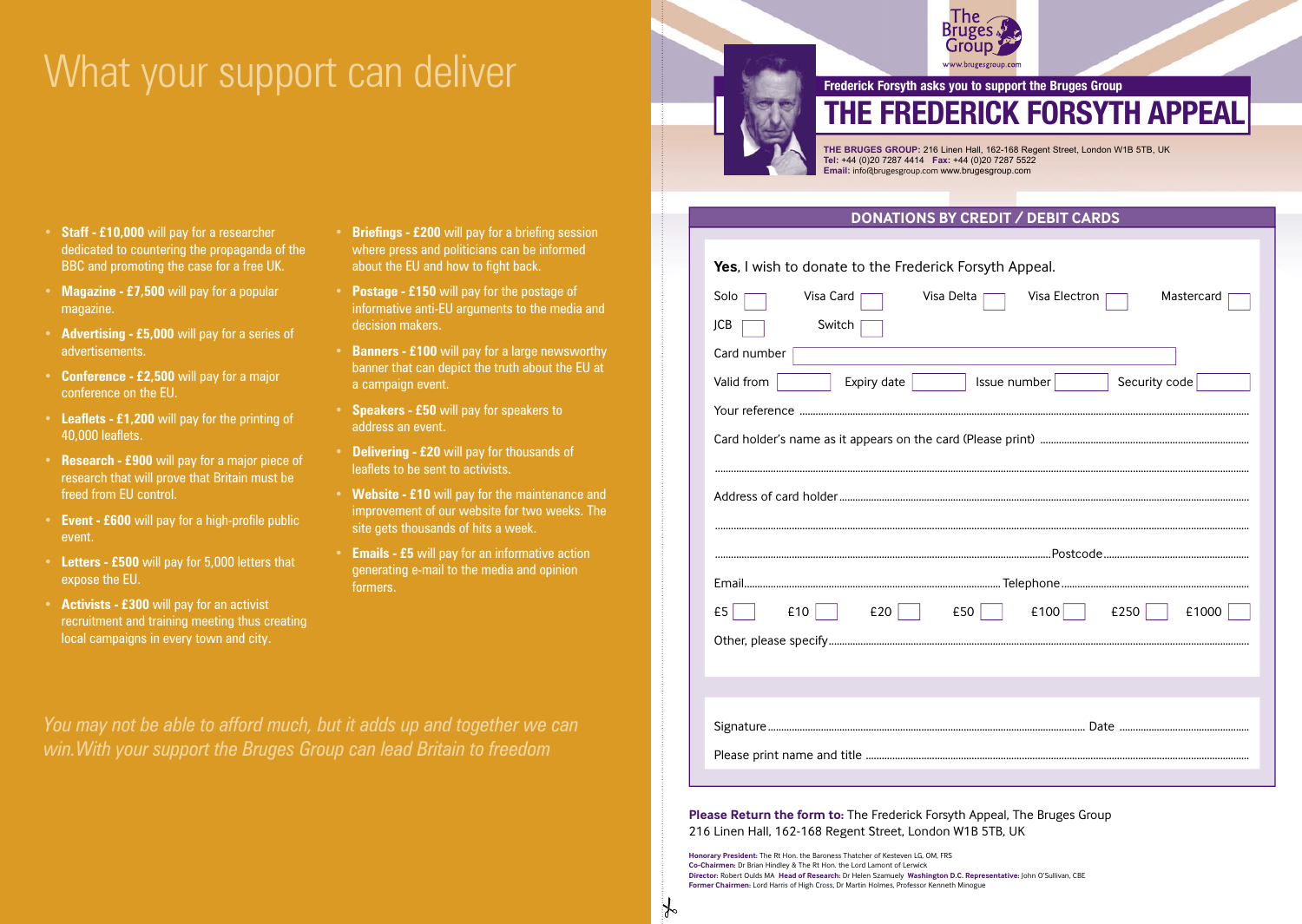# What your support can deliver

- **Staff - £10,000** will pay for a researcher dedicated to countering the propaganda of the BBC and promoting the case for a free UK.
- **Magazine - £7,500** will pay for a popular magazine.
- **Advertising - £5,000** will pay for a series of advertisements.
- **Conference - £2,500** will pay for a major conference on the EU.
- **Leaflets - £1,200** will pay for the printing of 40,000 leaflets.
- **Research - £900** will pay for a major piece of research that will prove that Britain must be freed from EU control.
- **Event - £600** will pay for a high-profile public event.
- **Letters - £500** will pay for 5,000 letters that expose the EU.
- **Activists - £300** will pay for an activist recruitment and training meeting thus creating local campaigns in every town and city.
- **Briefings - £200** will pay for a briefing session where press and politicians can be informed about the EU and how to fight back.
- **Postage - £150** will pay for the postage of informative anti-EU arguments to the media and decision makers.
- **Banners - £100** will pay for a large newsworthy banner that can depict the truth about the EU at a campaign event.
- **Speakers - £50** will pay for speakers to address an event.
- **Delivering - £20** will pay for thousands of leaflets to be sent to activists.
- **Website - £10** will pay for the maintenance and improvement of our website for two weeks. The site gets thousands of hits a week.
- **Emails - £5** will pay for an informative action generating e-mail to the media and opinion formers.

*You may not be able to afford much, but it adds up and together we can win. With your support the Bruges Group can lead Britain to freedom*

The Bruges Group
www.brugesgroup.com

**Frederick Forsyth asks you to support the Bruges Group**

# THE FREDERICK FORSYTH APPEAL

**THE BRUGES GROUP:** 216 Linen Hall, 162-168 Regent Street, London W1B 5TB, UK
**Tel:** +44 (0)20 7287 4414 **Fax:** +44 (0)20 7287 5522
**Email:** info@brugesgroup.com www.brugesgroup.com

## DONATIONS BY CREDIT / DEBIT CARDS

**Yes**, I wish to donate to the Frederick Forsyth Appeal.

Solo ☐ Visa Card ☐ Visa Delta ☐ Visa Electron ☐ Mastercard ☐
JCB ☐ Switch ☐

Card number ____________________

Valid from ______ Expiry date ______ Issue number ______ Security code ______

Your reference ....................................................

Card holder's name as it appears on the card (Please print) ....................................................

....................................................

Address of card holder ....................................................

....................................................

.................................................... Postcode ....................................................

Email .................................................... Telephone ....................................................

£5 ☐ £10 ☐ £20 ☐ £50 ☐ £100 ☐ £250 ☐ £1000 ☐

Other, please specify ....................................................

Signature .................................................... Date ....................................................

Please print name and title ....................................................

**Please Return the form to:** The Frederick Forsyth Appeal, The Bruges Group
216 Linen Hall, 162-168 Regent Street, London W1B 5TB, UK

**Honorary President:** The Rt Hon. the Baroness Thatcher of Kesteven LG, OM, FRS
**Co-Chairmen:** Dr Brian Hindley & The Rt Hon. the Lord Lamont of Lerwick
**Director:** Robert Oulds MA **Head of Research:** Dr Helen Szamuely **Washington D.C. Representative:** John O'Sullivan, CBE
**Former Chairmen:** Lord Harris of High Cross, Dr Martin Holmes, Professor Kenneth Minogue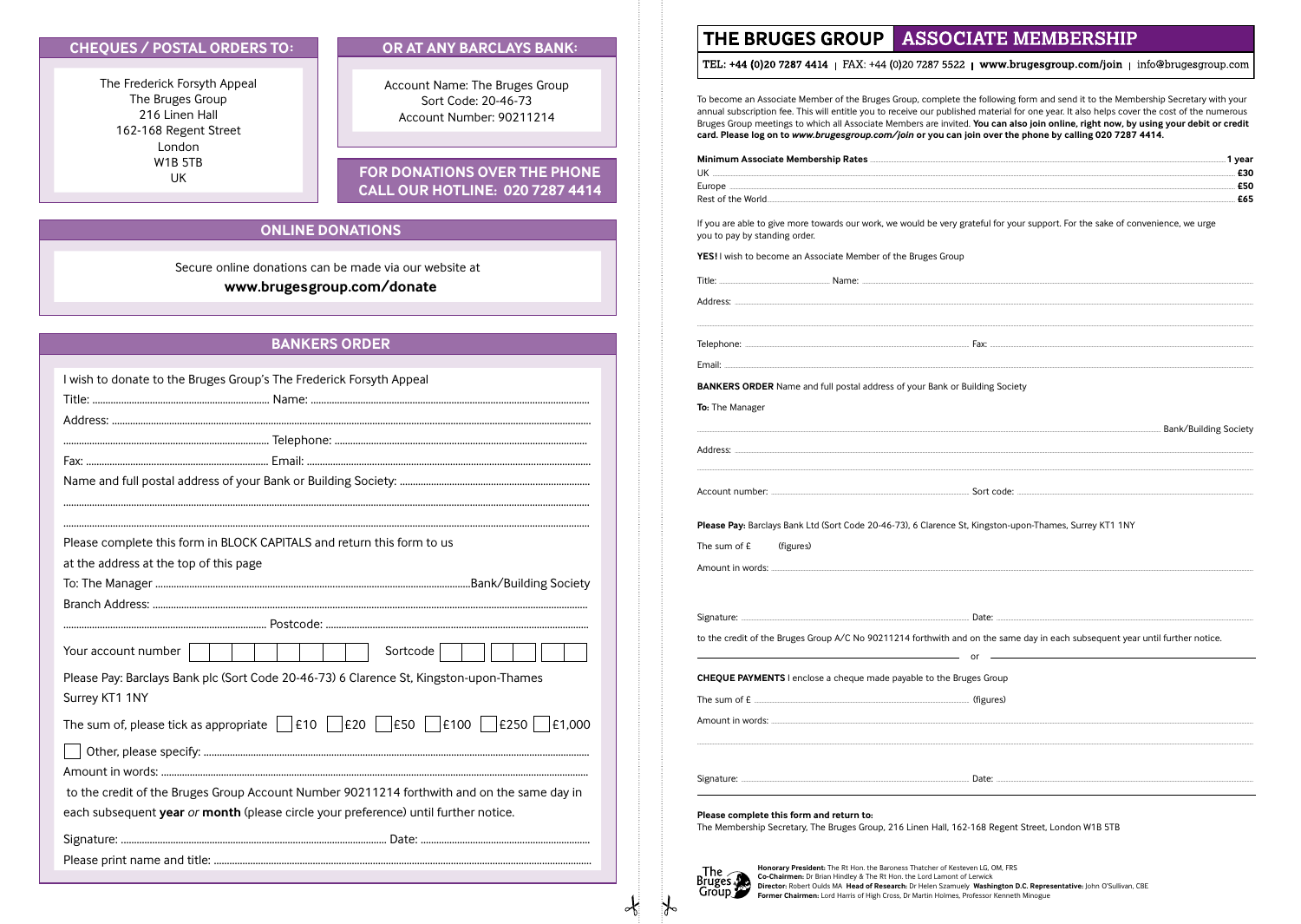## CHEQUES / POSTAL ORDERS TO:

The Frederick Forsyth Appeal
The Bruges Group
216 Linen Hall
162-168 Regent Street
London
W1B 5TB
UK

## OR AT ANY BARCLAYS BANK:

Account Name: The Bruges Group
Sort Code: 20-46-73
Account Number: 90211214

## FOR DONATIONS OVER THE PHONE CALL OUR HOTLINE: 020 7287 4414

## ONLINE DONATIONS

Secure online donations can be made via our website at
**www.brugesgroup.com/donate**

## BANKERS ORDER

I wish to donate to the Bruges Group's The Frederick Forsyth Appeal

Title: .................... Name: ....................

Address: ....................

.................... Telephone: ....................

Fax: .................... Email: ....................

Name and full postal address of your Bank or Building Society: ....................

....................

....................

Please complete this form in BLOCK CAPITALS and return this form to us at the address at the top of this page

To: The Manager ....................Bank/Building Society

Branch Address: ....................

.................... Postcode: ....................

Your account number [ ][ ][ ][ ][ ][ ][ ][ ] Sortcode [ ][ ] [ ][ ] [ ][ ]

Please Pay: Barclays Bank plc (Sort Code 20-46-73) 6 Clarence St, Kingston-upon-Thames Surrey KT1 1NY

The sum of, please tick as appropriate [ ] £10 [ ] £20 [ ] £50 [ ] £100 [ ] £250 [ ] £1,000

[ ] Other, please specify: ....................

Amount in words: ....................

to the credit of the Bruges Group Account Number 90211214 forthwith and on the same day in each subsequent **year** *or* **month** (please circle your preference) until further notice.

Signature: .................... Date: ....................

Please print name and title: ....................

---

# THE BRUGES GROUP | ASSOCIATE MEMBERSHIP

TEL: +44 (0)20 7287 4414 | FAX: +44 (0)20 7287 5522 | **www.brugesgroup.com/join** | info@brugesgroup.com

To become an Associate Member of the Bruges Group, complete the following form and send it to the Membership Secretary with your annual subscription fee. This will entitle you to receive our published material for one year. It also helps cover the cost of the numerous Bruges Group meetings to which all Associate Members are invited. **You can also join online, right now, by using your debit or credit card. Please log on to *www.brugesgroup.com/join* or you can join over the phone by calling 020 7287 4414.**

| **Minimum Associate Membership Rates** | **1 year** |
|---|---|
| UK | **£30** |
| Europe | **£50** |
| Rest of the World | **£65** |

If you are able to give more towards our work, we would be very grateful for your support. For the sake of convenience, we urge you to pay by standing order.

**YES!** I wish to become an Associate Member of the Bruges Group

Title: .................... Name: ....................

Address: ....................

....................

Telephone: .................... Fax: ....................

Email: ....................

**BANKERS ORDER** Name and full postal address of your Bank or Building Society

**To:** The Manager

.................... Bank/Building Society

Address: ....................

....................

Account number: .................... Sort code: ....................

**Please Pay:** Barclays Bank Ltd (Sort Code 20-46-73), 6 Clarence St, Kingston-upon-Thames, Surrey KT1 1NY

The sum of £ (figures)

Amount in words: ....................

Signature: .................... Date: ....................

to the credit of the Bruges Group A/C No 90211214 forthwith and on the same day in each subsequent year until further notice.

or

**CHEQUE PAYMENTS** I enclose a cheque made payable to the Bruges Group

The sum of £ .................... (figures)

Amount in words: ....................

....................

Signature: .................... Date: ....................

**Please complete this form and return to:**
The Membership Secretary, The Bruges Group, 216 Linen Hall, 162-168 Regent Street, London W1B 5TB

**Honorary President:** The Rt Hon. the Baroness Thatcher of Kesteven LG, OM, FRS
**Co-Chairmen:** Dr Brian Hindley & The Rt Hon. the Lord Lamont of Lerwick
**Director:** Robert Oulds MA **Head of Research:** Dr Helen Szamuely **Washington D.C. Representative:** John O'Sullivan, CBE
**Former Chairmen:** Lord Harris of High Cross, Dr Martin Holmes, Professor Kenneth Minogue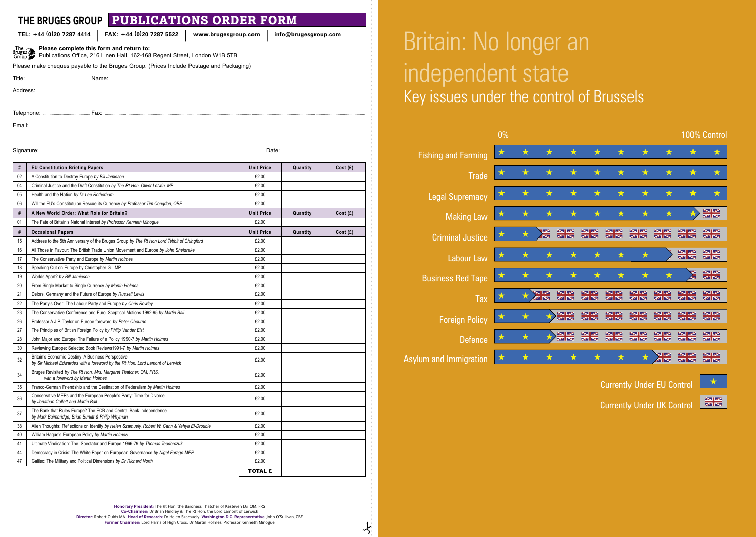# THE BRUGES GROUP — PUBLICATIONS ORDER FORM

TEL: +44 (0)20 7287 4414 | FAX: +44 (0)20 7287 5522 | www.brugesgroup.com | info@brugesgroup.com

**Please complete this form and return to:**
Publications Office, 216 Linen Hall, 162-168 Regent Street, London W1B 5TB

Please make cheques payable to the Bruges Group. (Prices Include Postage and Packaging)

Title: ............ Name: ............

Address: ............

Telephone: ............ Fax: ............

Email: ............

Signature: ............ Date: ............

| # | EU Constitution Briefing Papers | Unit Price | Quantity | Cost (£) |
|---|---|---|---|---|
| 02 | A Constitution to Destroy Europe *by Bill Jamieson* | £2.00 | | |
| 04 | Criminal Justice and the Draft Constitution *by The Rt Hon. Oliver Letwin, MP* | £2.00 | | |
| 05 | Health and the Nation *by Dr Lee Rotherham* | £2.00 | | |
| 06 | Will the EU's Constitutuion Rescue its Currency *by Professor Tim Congdon, OBE* | £2.00 | | |
| **#** | **A New World Order: What Role for Britain?** | **Unit Price** | **Quantity** | **Cost (£)** |
| 01 | The Fate of Britain's Natonal Interest *by Professor Kenneth Minogue* | £2.00 | | |
| **#** | **Occasional Papers** | **Unit Price** | **Quantity** | **Cost (£)** |
| 15 | Address to the 5th Anniversary of the Bruges Group *by The Rt Hon Lord Tebbit of Chingford* | £2.00 | | |
| 16 | All Those in Favour: The British Trade Union Movement and Europe *by John Sheldrake* | £2.00 | | |
| 17 | The Conservative Party and Europe *by Martin Holmes* | £2.00 | | |
| 18 | Speaking Out on Europe by Christopher Gill MP | £2.00 | | |
| 19 | Worlds Apart? *by Bill Jamieson* | £2.00 | | |
| 20 | From Single Market to Single Currency *by Martin Holmes* | £2.00 | | |
| 21 | Delors, Germany and the Future of Europe *by Russell Lewis* | £2.00 | | |
| 22 | The Party's Over: The Labour Party and Europe *by Chris Rowley* | £2.00 | | |
| 23 | The Conservative Conference and Euro–Sceptical Motions 1992-95 *by Martin Ball* | £2.00 | | |
| 26 | Professor A.J.P. Taylor on Europe foreword *by Peter Oborne* | £2.00 | | |
| 27 | The Principles of British Foreign Policy *by Philip Vander Elst* | £2.00 | | |
| 28 | John Major and Europe: The Failure of a Policy 1990-7 *by Martin Holmes* | £2.00 | | |
| 30 | Reviewing Europe: Selected Book Reviews1991-7 *by Martin Holmes* | £2.00 | | |
| 32 | Britain's Economic Destiny: A Business Perspective *by Sir Michael Edwardes with a foreword by the Rt Hon. Lord Lamont of Lerwick* | £2.00 | | |
| 34 | Bruges Revisited *by The Rt Hon. Mrs. Margaret Thatcher, OM, FRS, with a foreword by Martin Holmes* | £2.00 | | |
| 35 | Franco-German Friendship and the Destination of Federalism *by Martin Holmes* | £2.00 | | |
| 36 | Conservative MEPs and the European People's Party: Time for Divorce *by Jonathan Collett and Martin Ball* | £2.00 | | |
| 37 | The Bank that Rules Europe? The ECB and Central Bank Independence *by Mark Baimbridge, Brian Burkitt & Philip Whyman* | £2.00 | | |
| 38 | Alien Thoughts: Reflections on Identity *by Helen Szamuely, Robert W. Cahn & Yahya El-Droubie* | £2.00 | | |
| 40 | William Hague's European Policy *by Martin Holmes* | £2.00 | | |
| 41 | Ultimate Vindication: The Spectator and Europe 1966-79 *by Thomas Teodorczuk* | £2.00 | | |
| 44 | Democracy in Crisis: The White Paper on European Governance *by Nigel Farage MEP* | £2.00 | | |
| 47 | Galileo: The Military and Political Dimensions *by Dr Richard North* | £2.00 | | |
| | | **TOTAL £** | | |

**Honorary President:** The Rt Hon. the Baroness Thatcher of Kesteven LG, OM, FRS
**Co-Chairmen:** Dr Brian Hindley & The Rt Hon. the Lord Lamont of Lerwick
**Director:** Robert Oulds MA **Head of Research:** Dr Helen Szamuely **Washington D.C. Representative:** John O'Sullivan, CBE
**Former Chairmen:** Lord Harris of High Cross, Dr Martin Holmes, Professor Kenneth Minogue

# Britain: No longer an independent state

## Key issues under the control of Brussels

0% — 100% Control

| Issue | EU Control (approx.) | UK Control (approx.) |
|---|---|---|
| Fishing and Farming | 100% | 0% |
| Trade | 100% | 0% |
| Legal Supremacy | 100% | 0% |
| Making Law | 90% | 10% |
| Criminal Justice | 20% | 80% |
| Labour Law | 80% | 20% |
| Business Red Tape | 80% | 20% |
| Tax | 20% | 80% |
| Foreign Policy | 30% | 70% |
| Defence | 30% | 70% |
| Asylum and Immigration | 70% | 30% |

★ Currently Under EU Control

Union Flag: Currently Under UK Control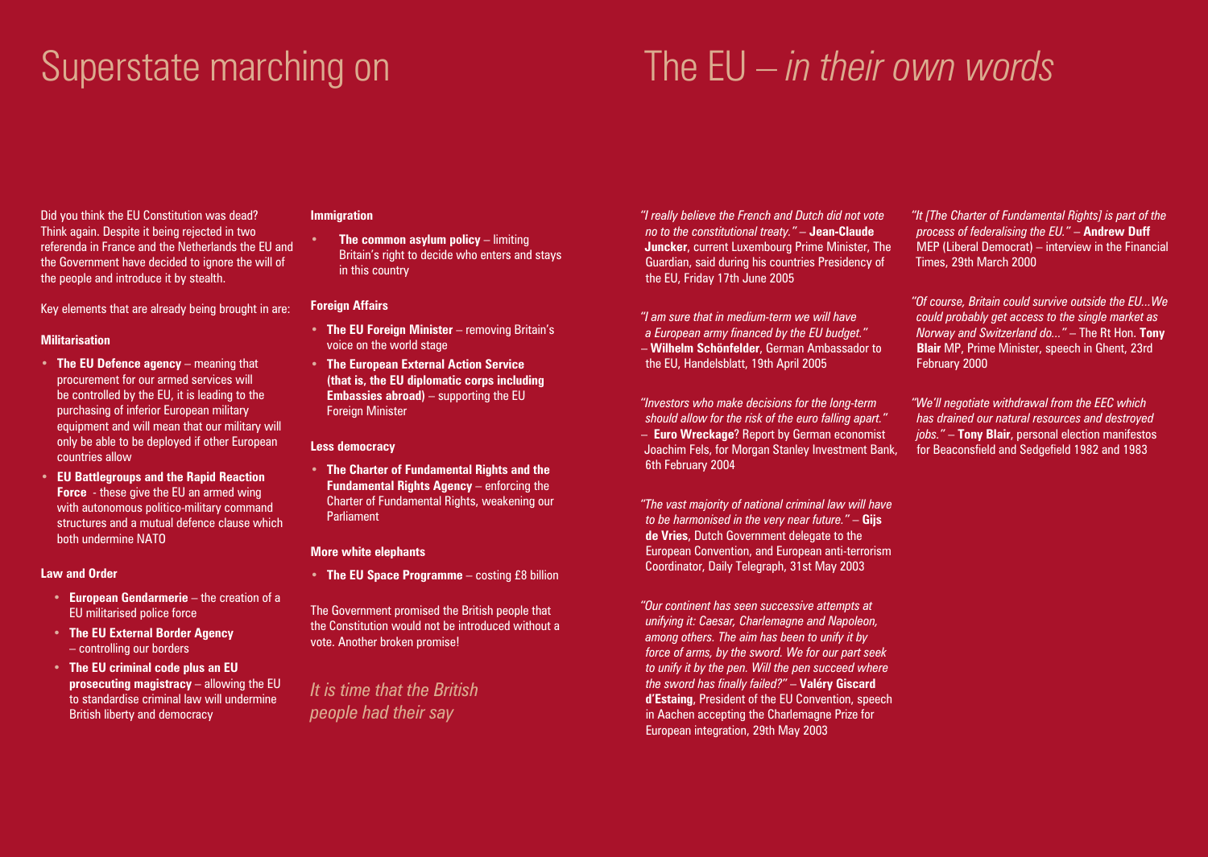# Superstate marching on

Did you think the EU Constitution was dead? Think again. Despite it being rejected in two referenda in France and the Netherlands the EU and the Government have decided to ignore the will of the people and introduce it by stealth.

Key elements that are already being brought in are:

### Militarisation

- **The EU Defence agency** – meaning that procurement for our armed services will be controlled by the EU, it is leading to the purchasing of inferior European military equipment and will mean that our military will only be able to be deployed if other European countries allow
- **EU Battlegroups and the Rapid Reaction Force** - these give the EU an armed wing with autonomous politico-military command structures and a mutual defence clause which both undermine NATO

### Law and Order

- **European Gendarmerie** – the creation of a EU militarised police force
- **The EU External Border Agency** – controlling our borders
- **The EU criminal code plus an EU prosecuting magistracy** – allowing the EU to standardise criminal law will undermine British liberty and democracy

### Immigration

- **The common asylum policy** – limiting Britain's right to decide who enters and stays in this country

### Foreign Affairs

- **The EU Foreign Minister** – removing Britain's voice on the world stage
- **The European External Action Service (that is, the EU diplomatic corps including Embassies abroad)** – supporting the EU Foreign Minister

### Less democracy

- **The Charter of Fundamental Rights and the Fundamental Rights Agency** – enforcing the Charter of Fundamental Rights, weakening our Parliament

### More white elephants

- **The EU Space Programme** – costing £8 billion

The Government promised the British people that the Constitution would not be introduced without a vote. Another broken promise!

*It is time that the British people had their say*

# The EU – *in their own words*

*"I really believe the French and Dutch did not vote no to the constitutional treaty."* – **Jean-Claude Juncker**, current Luxembourg Prime Minister, The Guardian, said during his countries Presidency of the EU, Friday 17th June 2005

*"I am sure that in medium-term we will have a European army financed by the EU budget."* – **Wilhelm Schönfelder**, German Ambassador to the EU, Handelsblatt, 19th April 2005

*"Investors who make decisions for the long-term should allow for the risk of the euro falling apart."* – **Euro Wreckage**? Report by German economist Joachim Fels, for Morgan Stanley Investment Bank, 6th February 2004

*"The vast majority of national criminal law will have to be harmonised in the very near future."* – **Gijs de Vries**, Dutch Government delegate to the European Convention, and European anti-terrorism Coordinator, Daily Telegraph, 31st May 2003

*"Our continent has seen successive attempts at unifying it: Caesar, Charlemagne and Napoleon, among others. The aim has been to unify it by force of arms, by the sword. We for our part seek to unify it by the pen. Will the pen succeed where the sword has finally failed?"* – **Valéry Giscard d'Estaing**, President of the EU Convention, speech in Aachen accepting the Charlemagne Prize for European integration, 29th May 2003

*"It [The Charter of Fundamental Rights] is part of the process of federalising the EU."* – **Andrew Duff** MEP (Liberal Democrat) – interview in the Financial Times, 29th March 2000

*"Of course, Britain could survive outside the EU...We could probably get access to the single market as Norway and Switzerland do..."* – The Rt Hon. **Tony Blair** MP, Prime Minister, speech in Ghent, 23rd February 2000

*"We'll negotiate withdrawal from the EEC which has drained our natural resources and destroyed jobs."* – **Tony Blair**, personal election manifestos for Beaconsfield and Sedgefield 1982 and 1983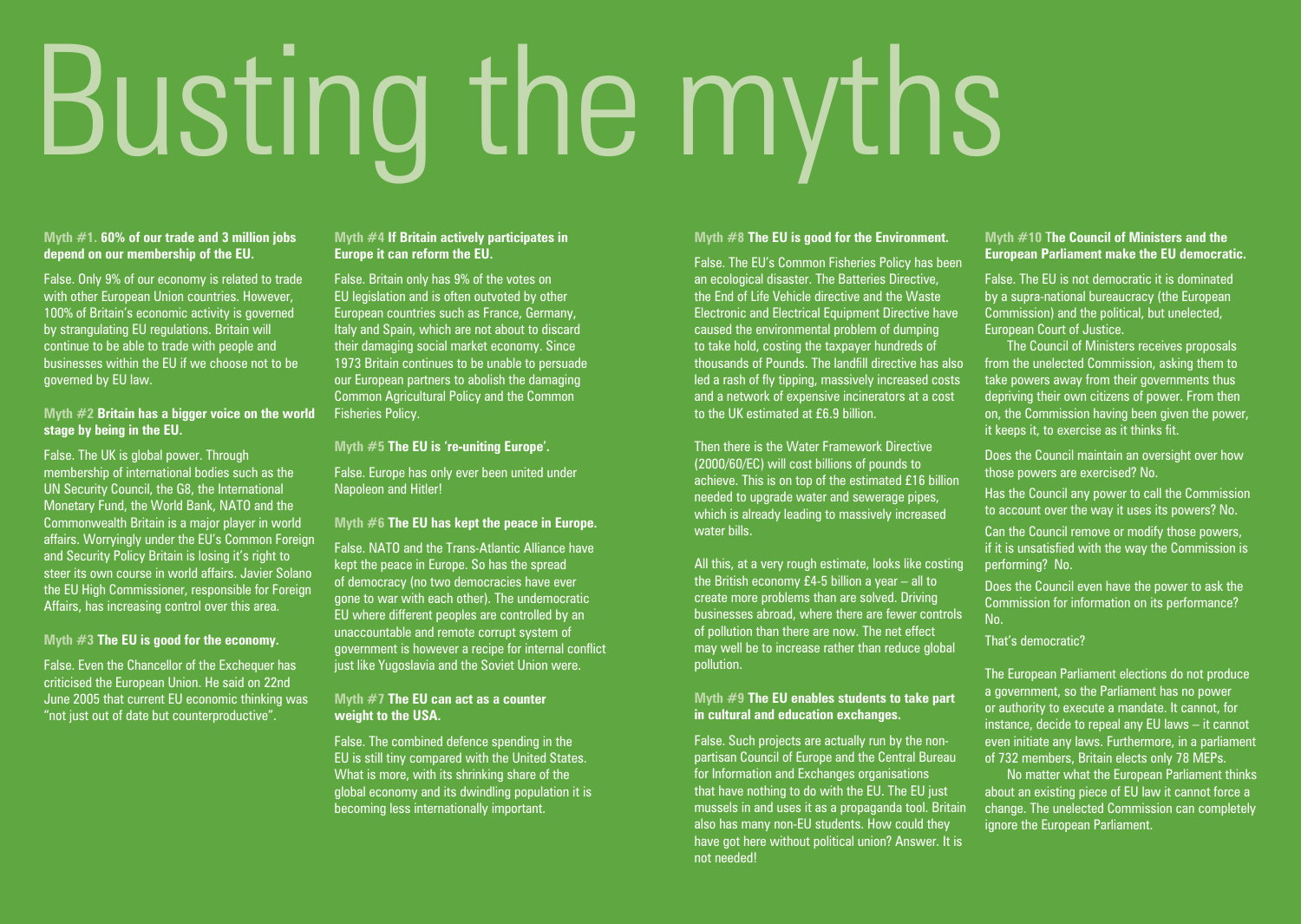# Busting the myths

### Myth #1. 60% of our trade and 3 million jobs depend on our membership of the EU.

False. Only 9% of our economy is related to trade with other European Union countries. However, 100% of Britain's economic activity is governed by strangulating EU regulations. Britain will continue to be able to trade with people and businesses within the EU if we choose not to be governed by EU law.

### Myth #2 Britain has a bigger voice on the world stage by being in the EU.

False. The UK is global power. Through membership of international bodies such as the UN Security Council, the G8, the International Monetary Fund, the World Bank, NATO and the Commonwealth Britain is a major player in world affairs. Worryingly under the EU's Common Foreign and Security Policy Britain is losing it's right to steer its own course in world affairs. Javier Solano the EU High Commissioner, responsible for Foreign Affairs, has increasing control over this area.

### Myth #3 The EU is good for the economy.

False. Even the Chancellor of the Exchequer has criticised the European Union. He said on 22nd June 2005 that current EU economic thinking was "not just out of date but counterproductive".

### Myth #4 If Britain actively participates in Europe it can reform the EU.

False. Britain only has 9% of the votes on EU legislation and is often outvoted by other European countries such as France, Germany, Italy and Spain, which are not about to discard their damaging social market economy. Since 1973 Britain continues to be unable to persuade our European partners to abolish the damaging Common Agricultural Policy and the Common Fisheries Policy.

### Myth #5 The EU is 're-uniting Europe'.

False. Europe has only ever been united under Napoleon and Hitler!

### Myth #6 The EU has kept the peace in Europe.

False. NATO and the Trans-Atlantic Alliance have kept the peace in Europe. So has the spread of democracy (no two democracies have ever gone to war with each other). The undemocratic EU where different peoples are controlled by an unaccountable and remote corrupt system of government is however a recipe for internal conflict just like Yugoslavia and the Soviet Union were.

### Myth #7 The EU can act as a counter weight to the USA.

False. The combined defence spending in the EU is still tiny compared with the United States. What is more, with its shrinking share of the global economy and its dwindling population it is becoming less internationally important.

### Myth #8 The EU is good for the Environment.

False. The EU's Common Fisheries Policy has been an ecological disaster. The Batteries Directive, the End of Life Vehicle directive and the Waste Electronic and Electrical Equipment Directive have caused the environmental problem of dumping to take hold, costing the taxpayer hundreds of thousands of Pounds. The landfill directive has also led a rash of fly tipping, massively increased costs and a network of expensive incinerators at a cost to the UK estimated at £6.9 billion.

Then there is the Water Framework Directive (2000/60/EC) will cost billions of pounds to achieve. This is on top of the estimated £16 billion needed to upgrade water and sewerage pipes, which is already leading to massively increased water bills.

All this, at a very rough estimate, looks like costing the British economy £4-5 billion a year – all to create more problems than are solved. Driving businesses abroad, where there are fewer controls of pollution than there are now. The net effect may well be to increase rather than reduce global pollution.

### Myth #9 The EU enables students to take part in cultural and education exchanges.

False. Such projects are actually run by the non-partisan Council of Europe and the Central Bureau for Information and Exchanges organisations that have nothing to do with the EU. The EU just mussels in and uses it as a propaganda tool. Britain also has many non-EU students. How could they have got here without political union? Answer. It is not needed!

### Myth #10 The Council of Ministers and the European Parliament make the EU democratic.

False. The EU is not democratic it is dominated by a supra-national bureaucracy (the European Commission) and the political, but unelected, European Court of Justice.

The Council of Ministers receives proposals from the unelected Commission, asking them to take powers away from their governments thus depriving their own citizens of power. From then on, the Commission having been given the power, it keeps it, to exercise as it thinks fit.

Does the Council maintain an oversight over how those powers are exercised? No.

Has the Council any power to call the Commission to account over the way it uses its powers? No.

Can the Council remove or modify those powers, if it is unsatisfied with the way the Commission is performing? No.

Does the Council even have the power to ask the Commission for information on its performance? No.

That's democratic?

The European Parliament elections do not produce a government, so the Parliament has no power or authority to execute a mandate. It cannot, for instance, decide to repeal any EU laws – it cannot even initiate any laws. Furthermore, in a parliament of 732 members, Britain elects only 78 MEPs.

No matter what the European Parliament thinks about an existing piece of EU law it cannot force a change. The unelected Commission can completely ignore the European Parliament.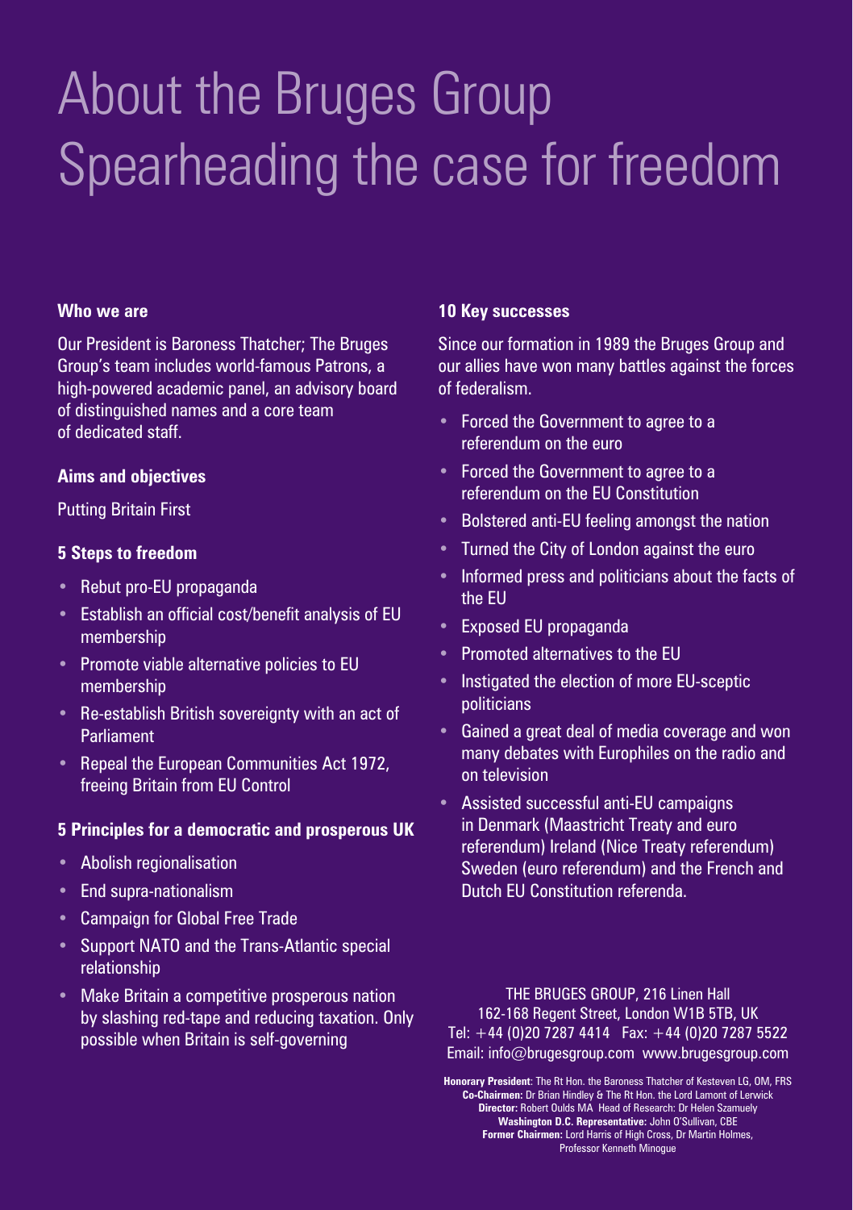# About the Bruges Group
# Spearheading the case for freedom

**Who we are**

Our President is Baroness Thatcher; The Bruges Group's team includes world-famous Patrons, a high-powered academic panel, an advisory board of distinguished names and a core team of dedicated staff.

**Aims and objectives**

Putting Britain First

**5 Steps to freedom**

- Rebut pro-EU propaganda
- Establish an official cost/benefit analysis of EU membership
- Promote viable alternative policies to EU membership
- Re-establish British sovereignty with an act of Parliament
- Repeal the European Communities Act 1972, freeing Britain from EU Control

**5 Principles for a democratic and prosperous UK**

- Abolish regionalisation
- End supra-nationalism
- Campaign for Global Free Trade
- Support NATO and the Trans-Atlantic special relationship
- Make Britain a competitive prosperous nation by slashing red-tape and reducing taxation. Only possible when Britain is self-governing

**10 Key successes**

Since our formation in 1989 the Bruges Group and our allies have won many battles against the forces of federalism.

- Forced the Government to agree to a referendum on the euro
- Forced the Government to agree to a referendum on the EU Constitution
- Bolstered anti-EU feeling amongst the nation
- Turned the City of London against the euro
- Informed press and politicians about the facts of the EU
- Exposed EU propaganda
- Promoted alternatives to the EU
- Instigated the election of more EU-sceptic politicians
- Gained a great deal of media coverage and won many debates with Europhiles on the radio and on television
- Assisted successful anti-EU campaigns in Denmark (Maastricht Treaty and euro referendum) Ireland (Nice Treaty referendum) Sweden (euro referendum) and the French and Dutch EU Constitution referenda.

THE BRUGES GROUP, 216 Linen Hall
162-168 Regent Street, London W1B 5TB, UK
Tel: +44 (0)20 7287 4414 Fax: +44 (0)20 7287 5522
Email: info@brugesgroup.com www.brugesgroup.com

**Honorary President**: The Rt Hon. the Baroness Thatcher of Kesteven LG, OM, FRS
**Co-Chairmen:** Dr Brian Hindley & The Rt Hon. the Lord Lamont of Lerwick
**Director:** Robert Oulds MA Head of Research: Dr Helen Szamuely
**Washington D.C. Representative:** John O'Sullivan, CBE
**Former Chairmen:** Lord Harris of High Cross, Dr Martin Holmes, Professor Kenneth Minogue